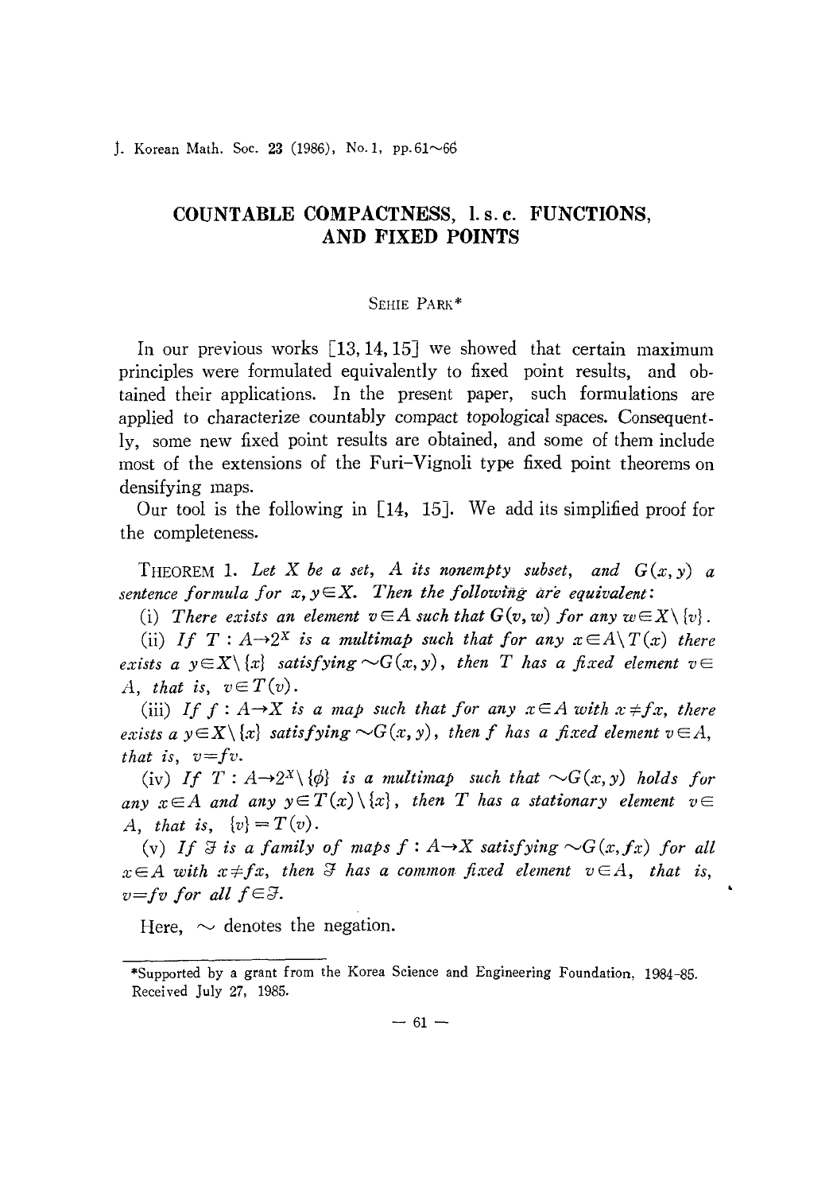# COUNTABLE COMPACTNESS, l.s.c. FUNCTIONS, AND FIXED POINTS

SEHIE PARK*

In our previous works [13, 14, 15] we showed that certain maximum principles were formulated equivalently to fixed point results, and obtained their applications. In the present paper, such formulations are applied to characterize countably compact topological spaces. Consequently, some new fixed point results are obtained, and some of them include most of the extensions of the Furi-Vignoli type fixed point theorems on densifying maps.

Our tool is the following in [14, 15]. We add its simplified proof for the completeness.

THEOREM 1. *Let $X$ be a set, $A$ its nonempty subset, and $G(x, y)$ a sentence formula for $x, y \in X$. Then the following are equivalent:*

(i) *There exists an element $v \in A$ such that $G(v, w)$ for any $w \in X \setminus \{v\}$.*

(ii) *If $T : A \to 2^X$ is a multimap such that for any $x \in A \setminus T(x)$ there exists a $y \in X \setminus \{x\}$ satisfying $\sim G(x, y)$, then $T$ has a fixed element $v \in A$, that is, $v \in T(v)$.*

(iii) *If $f : A \to X$ is a map such that for any $x \in A$ with $x \neq fx$, there exists a $y \in X \setminus \{x\}$ satisfying $\sim G(x, y)$, then $f$ has a fixed element $v \in A$, that is, $v = fv$.*

(iv) *If $T : A \to 2^X \setminus \{\phi\}$ is a multimap such that $\sim G(x, y)$ holds for any $x \in A$ and any $y \in T(x) \setminus \{x\}$, then $T$ has a stationary element $v \in A$, that is, $\{v\} = T(v)$.*

(v) *If $\mathcal{F}$ is a family of maps $f : A \to X$ satisfying $\sim G(x, fx)$ for all $x \in A$ with $x \neq fx$, then $\mathcal{F}$ has common fixed element $v \in A$, that is, $v = fv$ for all $f \in \mathcal{F}$.*

Here, $\sim$ denotes the negation.

---

*Supported by a grant from the Korea Science and Engineering Foundation, 1984-85.
Received July 27, 1985.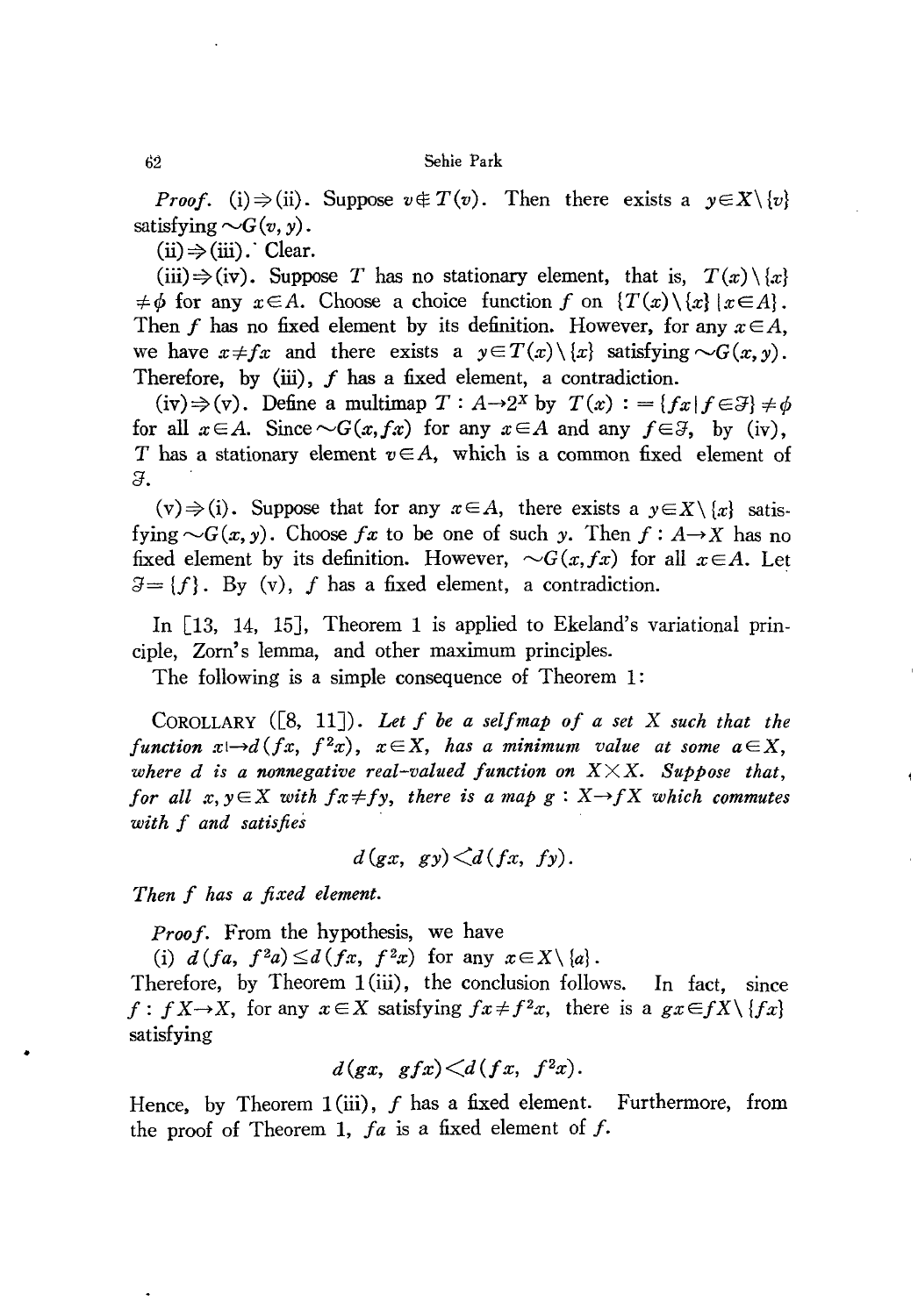*Proof.* (i)$\Rightarrow$(ii). Suppose $v \notin T(v)$. Then there exists a $y \in X \setminus \{v\}$ satisfying $\sim G(v, y)$.

(ii)$\Rightarrow$(iii). Clear.

(iii)$\Rightarrow$(iv). Suppose $T$ has no stationary element, that is, $T(x) \setminus \{x\} \neq \phi$ for any $x \in A$. Choose a choice function $f$ on $\{T(x) \setminus \{x\} \mid x \in A\}$. Then $f$ has no fixed element by its definition. However, for any $x \in A$, we have $x \neq fx$ and there exists a $y \in T(x) \setminus \{x\}$ satisfying $\sim G(x, y)$. Therefore, by (iii), $f$ has a fixed element, a contradiction.

(iv)$\Rightarrow$(v). Define a multimap $T : A \to 2^X$ by $T(x) := \{fx \mid f \in \mathfrak{F}\} \neq \phi$ for all $x \in A$. Since $\sim G(x, fx)$ for any $x \in A$ and any $f \in \mathfrak{F}$, by (iv), $T$ has a stationary element $v \in A$, which is a common fixed element of $\mathfrak{F}$.

(v)$\Rightarrow$(i). Suppose that for any $x \in A$, there exists a $y \in X \setminus \{x\}$ satisfying $\sim G(x, y)$. Choose $fx$ to be one of such $y$. Then $f : A \to X$ has no fixed element by its definition. However, $\sim G(x, fx)$ for all $x \in A$. Let $\mathfrak{F} = \{f\}$. By (v), $f$ has a fixed element, a contradiction.

In [13, 14, 15], Theorem 1 is applied to Ekeland's variational principle, Zorn's lemma, and other maximum principles.

The following is a simple consequence of Theorem 1:

COROLLARY ([8, 11]). *Let $f$ be a selfmap of a set $X$ such that the function $x \mapsto d(fx, f^2x)$, $x \in X$, has a minimum value at some $a \in X$, where $d$ is a nonnegative real-valued function on $X \times X$. Suppose that, for all $x, y \in X$ with $fx \neq fy$, there is a map $g : X \to fX$ which commutes with $f$ and satisfies*

$$d(gx, gy) \not< d(fx, fy).$$

*Then $f$ has a fixed element.*

*Proof.* From the hypothesis, we have

(i) $d(fa, f^2a) \leq d(fx, f^2x)$ for any $x \in X \setminus \{a\}$.

Therefore, by Theorem 1(iii), the conclusion follows. In fact, since $f : fX \to X$, for any $x \in X$ satisfying $fx \neq f^2x$, there is a $gx \in fX \setminus \{fx\}$ satisfying

$$d(gx, gfx) \not< d(fx, f^2x).$$

Hence, by Theorem 1(iii), $f$ has a fixed element. Furthermore, from the proof of Theorem 1, $fa$ is a fixed element of $f$.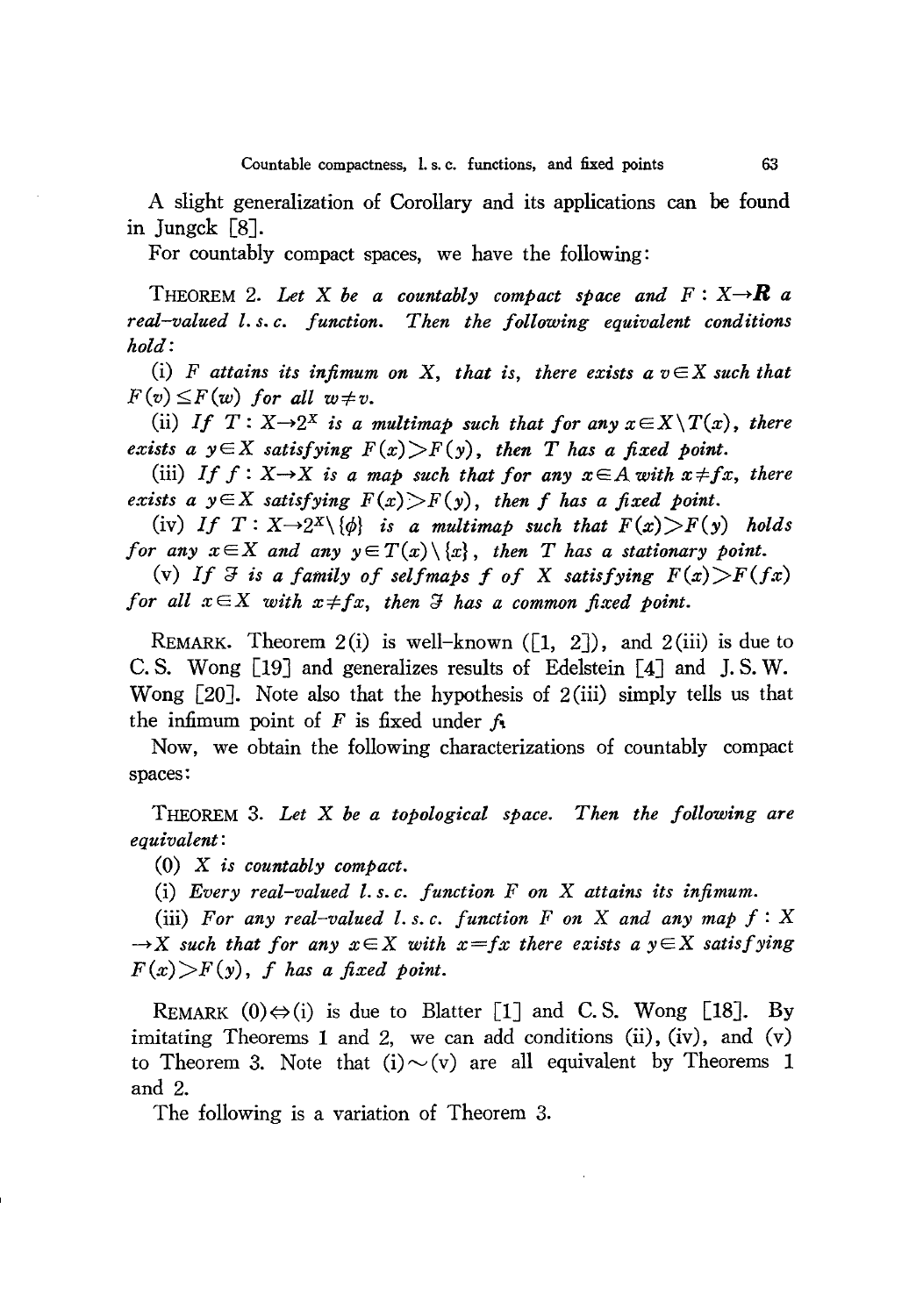A slight generalization of Corollary and its applications can be found in Jungck [8].

For countably compact spaces, we have the following:

THEOREM 2. *Let $X$ be a countably compact space and $F : X \to \mathbf{R}$ a real-valued l. s. c. function. Then the following equivalent conditions hold:*

(i) *$F$ attains its infimum on $X$, that is, there exists a $v \in X$ such that $F(v) \leq F(w)$ for all $w \neq v$.*

(ii) *If $T : X \to 2^X$ is a multimap such that for any $x \in X \setminus T(x)$, there exists a $y \in X$ satisfying $F(x) > F(y)$, then $T$ has a fixed point.*

(iii) *If $f : X \to X$ is a map such that for any $x \in A$ with $x \neq fx$, there exists a $y \in X$ satisfying $F(x) > F(y)$, then $f$ has a fixed point.*

(iv) *If $T : X \to 2^X \setminus \{\phi\}$ is a multimap such that $F(x) > F(y)$ holds for any $x \in X$ and any $y \in T(x) \setminus \{x\}$, then $T$ has a stationary point.*

(v) *If $\mathfrak{F}$ is a family of selfmaps $f$ of $X$ satisfying $F(x) > F(fx)$ for all $x \in X$ with $x \neq fx$, then $\mathfrak{F}$ has a common fixed point.*

REMARK. Theorem 2(i) is well-known ([1, 2]), and 2(iii) is due to C. S. Wong [19] and generalizes results of Edelstein [4] and J. S. W. Wong [20]. Note also that the hypothesis of 2(iii) simply tells us that the infimum point of $F$ is fixed under $f$.

Now, we obtain the following characterizations of countably compact spaces:

THEOREM 3. *Let $X$ be a topological space. Then the following are equivalent:*

(0) *$X$ is countably compact.*

(i) *Every real-valued l. s. c. function $F$ on $X$ attains its infimum.*

(iii) *For any real-valued l. s. c. function $F$ on $X$ and any map $f : X \to X$ such that for any $x \in X$ with $x = fx$ there exists a $y \in X$ satisfying $F(x) > F(y)$, $f$ has a fixed point.*

REMARK $(0) \Leftrightarrow$(i) is due to Blatter [1] and C. S. Wong [18]. By imitating Theorems 1 and 2, we can add conditions (ii), (iv), and (v) to Theorem 3. Note that (i)$\sim$(v) are all equivalent by Theorems 1 and 2.

The following is a variation of Theorem 3.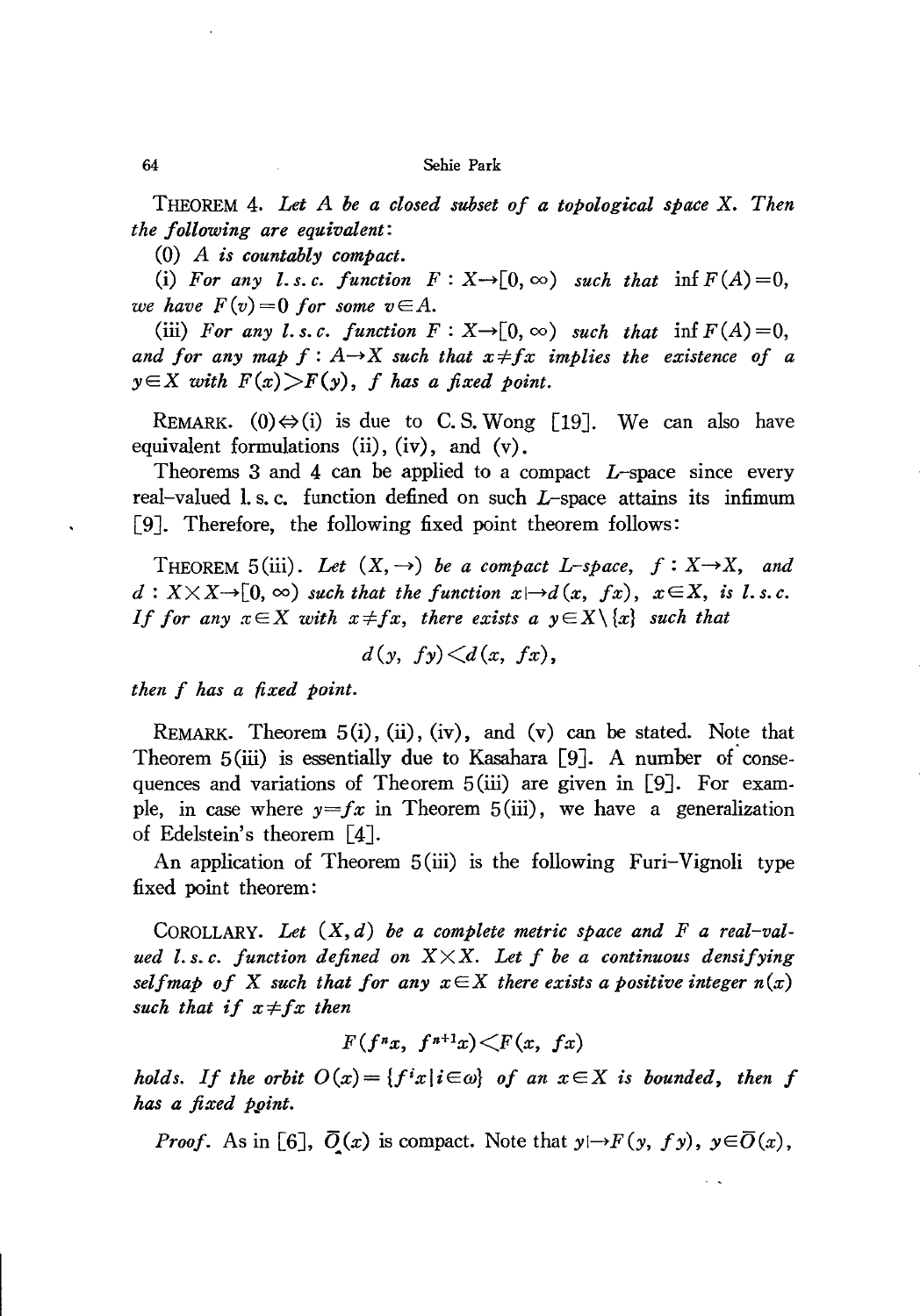THEOREM 4. *Let $A$ be a closed subset of a topological space $X$. Then the following are equivalent*:

(0) *$A$ is countably compact.*

(i) *For any l.s.c. function $F: X \to [0, \infty)$ such that $\inf F(A) = 0$, we have $F(v) = 0$ for some $v \in A$.*

(iii) *For any l.s.c. function $F: X \to [0, \infty)$ such that $\inf F(A) = 0$, and for any map $f: A \to X$ such that $x \neq fx$ implies the existence of a $y \in X$ with $F(x) > F(y)$, $f$ has a fixed point.*

REMARK. (0)$\Leftrightarrow$(i) is due to C. S. Wong [19]. We can also have equivalent formulations (ii), (iv), and (v).

Theorems 3 and 4 can be applied to a compact $L$-space since every real-valued l. s. c. function defined on such $L$-space attains its infimum [9]. Therefore, the following fixed point theorem follows:

THEOREM 5(iii). *Let $(X, \to)$ be a compact $L$-space, $f: X \to X$, and $d: X \times X \to [0, \infty)$ such that the function $x \mapsto d(x, fx)$, $x \in X$, is l.s.c. If for any $x \in X$ with $x \neq fx$, there exists a $y \in X \setminus \{x\}$ such that*

$$d(y, fy) < d(x, fx),$$

*then $f$ has a fixed point.*

REMARK. Theorem 5(i), (ii), (iv), and (v) can be stated. Note that Theorem 5(iii) is essentially due to Kasahara [9]. A number of consequences and variations of Theorem 5(iii) are given in [9]. For example, in case where $y = fx$ in Theorem 5(iii), we have a generalization of Edelstein's theorem [4].

An application of Theorem 5(iii) is the following Furi-Vignoli type fixed point theorem:

COROLLARY. *Let $(X, d)$ be a complete metric space and $F$ a real-valued l.s.c. function defined on $X \times X$. Let $f$ be a continuous densifying selfmap of $X$ such that for any $x \in X$ there exists a positive integer $n(x)$ such that if $x \neq fx$ then*

$$F(f^n x, f^{n+1} x) < F(x, fx)$$

*holds. If the orbit $O(x) = \{f^i x \mid i \in \omega\}$ of an $x \in X$ is bounded, then $f$ has a fixed point.*

*Proof*. As in [6], $\bar{O}(x)$ is compact. Note that $y \mapsto F(y, fy)$, $y \in \bar{O}(x)$,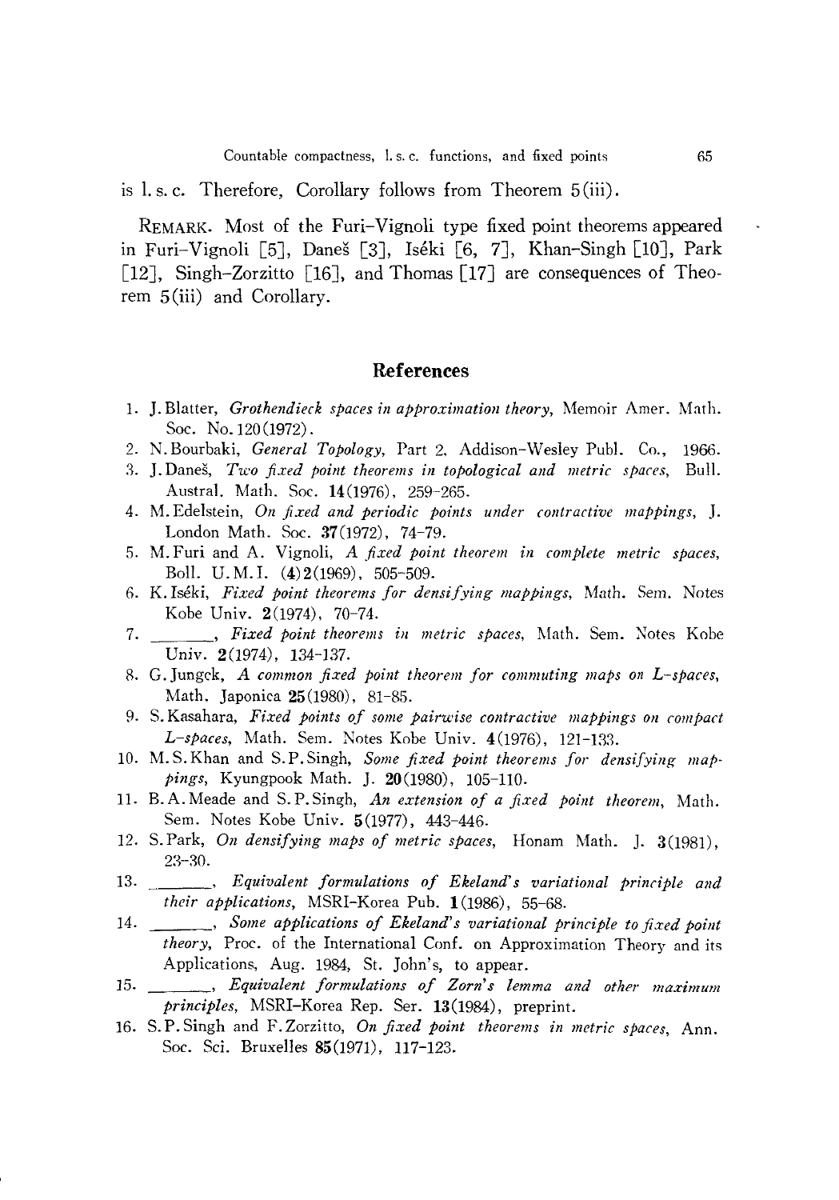is l. s. c. Therefore, Corollary follows from Theorem 5(iii).

REMARK. Most of the Furi–Vignoli type fixed point theorems appeared in Furi–Vignoli [5], Daneš [3], Iséki [6, 7], Khan–Singh [10], Park [12], Singh–Zorzitto [16], and Thomas [17] are consequences of Theorem 5(iii) and Corollary.

## References

1. J. Blatter, *Grothendieck spaces in approximation theory*, Memoir Amer. Math. Soc. No. 120(1972).
2. N. Bourbaki, *General Topology*, Part 2, Addison-Wesley Publ. Co., 1966.
3. J. Daneš, *Two fixed point theorems in topological and metric spaces*, Bull. Austral. Math. Soc. **14**(1976), 259–265.
4. M. Edelstein, *On fixed and periodic points under contractive mappings*, J. London Math. Soc. **37**(1972), 74–79.
5. M. Furi and A. Vignoli, *A fixed point theorem in complete metric spaces*, Boll. U.M.I. (**4**)**2**(1969), 505–509.
6. K. Iséki, *Fixed point theorems for densifying mappings*, Math. Sem. Notes Kobe Univ. **2**(1974), 70–74.
7. ______, *Fixed point theorems in metric spaces*, Math. Sem. Notes Kobe Univ. **2**(1974), 134–137.
8. G. Jungck, *A common fixed point theorem for commuting maps on L-spaces*, Math. Japonica **25**(1980), 81–85.
9. S. Kasahara, *Fixed points of some pairwise contractive mappings on compact L-spaces*, Math. Sem. Notes Kobe Univ. **4**(1976), 121–133.
10. M. S. Khan and S. P. Singh, *Some fixed point theorems for densifying mappings*, Kyungpook Math. J. **20**(1980), 105–110.
11. B. A. Meade and S. P. Singh, *An extension of a fixed point theorem*, Math. Sem. Notes Kobe Univ. **5**(1977), 443–446.
12. S. Park, *On densifying maps of metric spaces*, Honam Math. J. **3**(1981), 23–30.
13. ______, *Equivalent formulations of Ekeland's variational principle and their applications*, MSRI-Korea Pub. **1**(1986), 55–68.
14. ______, *Some applications of Ekeland's variational principle to fixed point theory*, Proc. of the International Conf. on Approximation Theory and its Applications, Aug. 1984, St. John's, to appear.
15. ______, *Equivalent formulations of Zorn's lemma and other maximum principles*, MSRI-Korea Rep. Ser. **13**(1984), preprint.
16. S. P. Singh and F. Zorzitto, *On fixed point theorems in metric spaces*, Ann. Soc. Sci. Bruxelles **85**(1971), 117–123.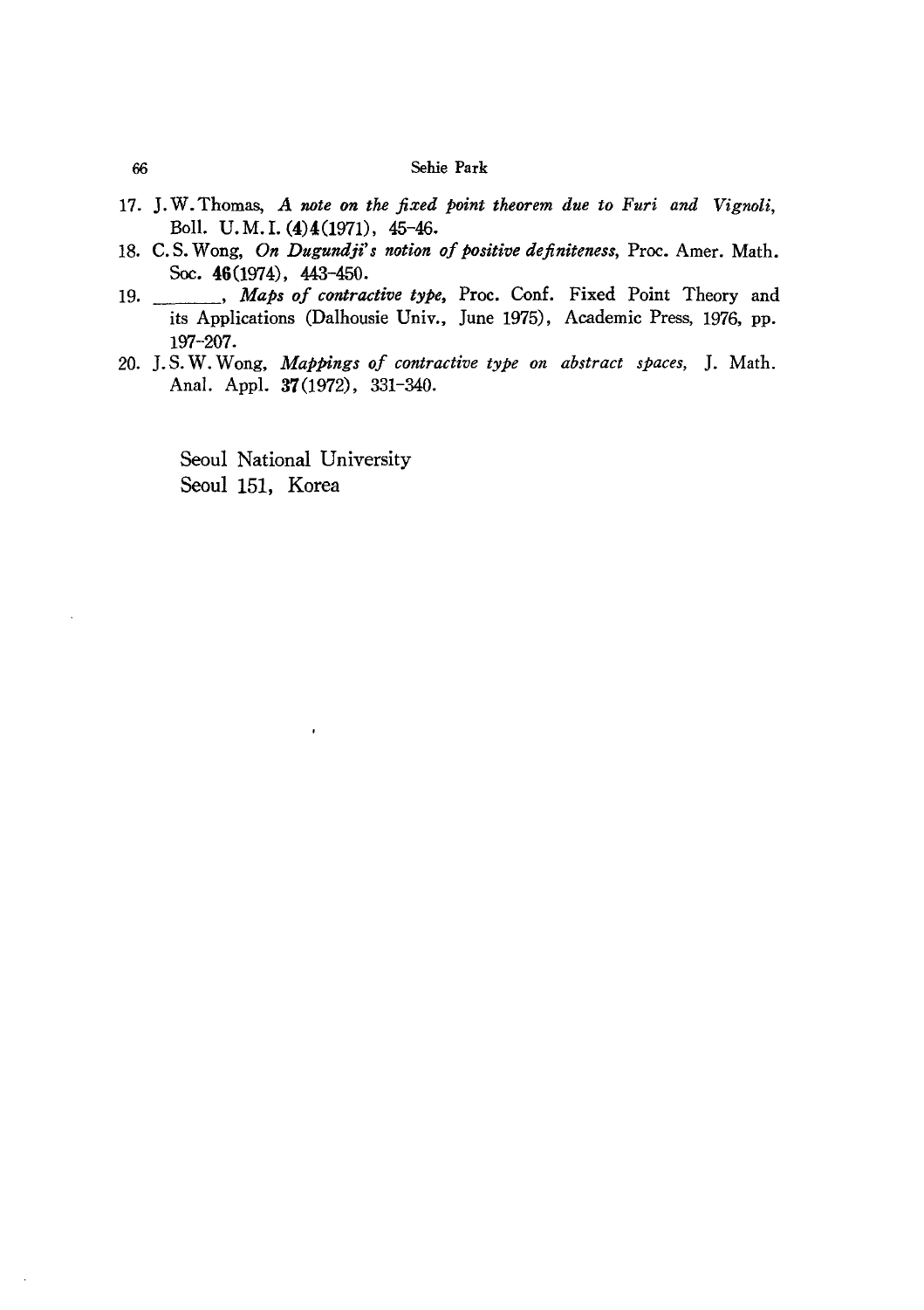17. J. W. Thomas, *A note on the fixed point theorem due to Furi and Vignoli*, Boll. U. M. I. **(4)4**(1971), 45-46.
18. C. S. Wong, *On Dugundji's notion of positive definiteness*, Proc. Amer. Math. Soc. **46**(1974), 443-450.
19. ______, *Maps of contractive type*, Proc. Conf. Fixed Point Theory and its Applications (Dalhousie Univ., June 1975), Academic Press, 1976, pp. 197-207.
20. J. S. W. Wong, *Mappings of contractive type on abstract spaces*, J. Math. Anal. Appl. **37**(1972), 331-340.

Seoul National University
Seoul 151, Korea